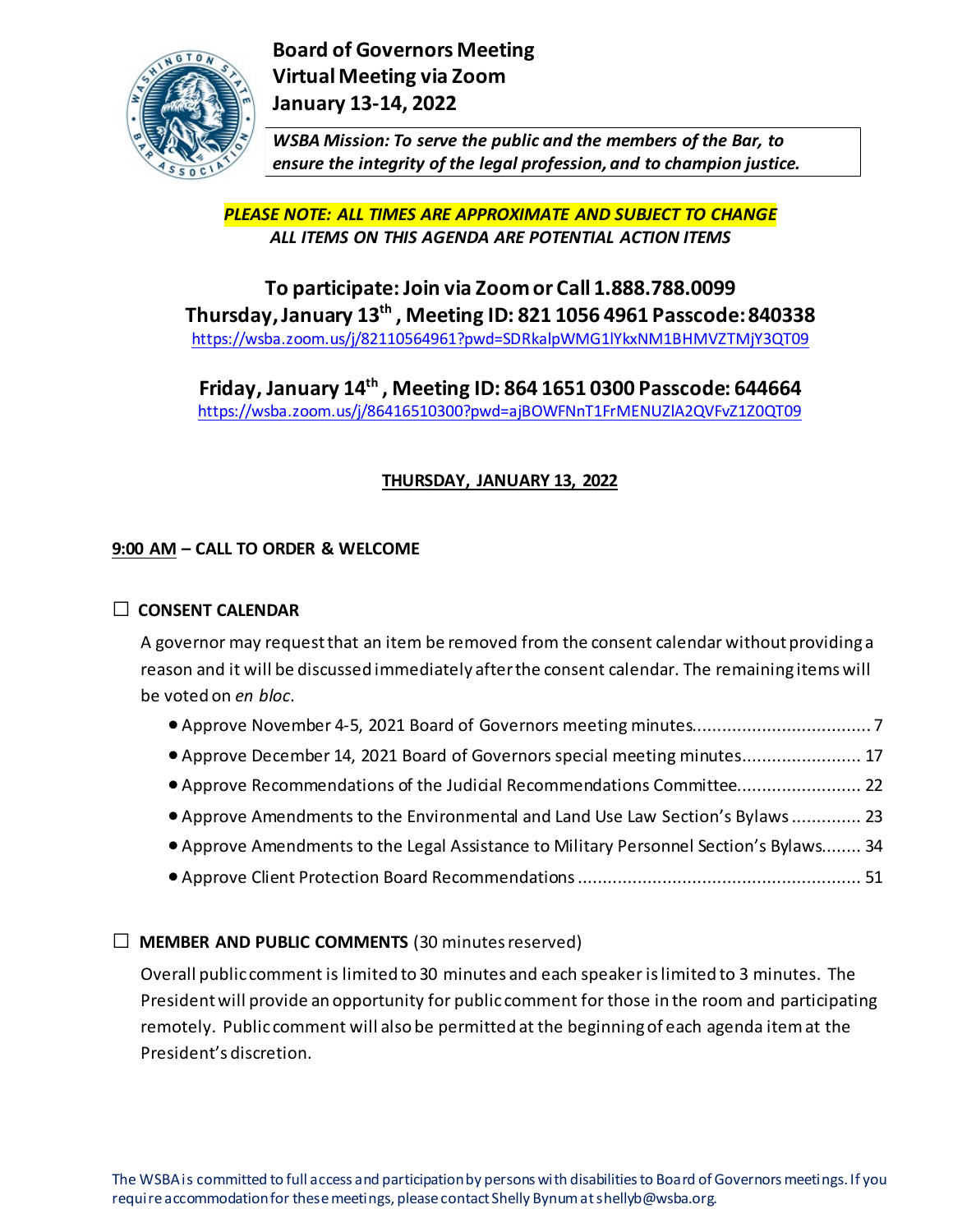# Board of Governors Meeting
# Virtual Meeting via Zoom
# January 13-14, 2022

***WSBA Mission: To serve the public and the members of the Bar, to ensure the integrity of the legal profession, and to champion justice.***

***PLEASE NOTE: ALL TIMES ARE APPROXIMATE AND SUBJECT TO CHANGE***
*ALL ITEMS ON THIS AGENDA ARE POTENTIAL ACTION ITEMS*

**To participate: Join via Zoom or Call 1.888.788.0099**
**Thursday, January 13th, Meeting ID: 821 1056 4961 Passcode: 840338**
https://wsba.zoom.us/j/82110564961?pwd=SDRkalpWMG1lYkxNM1BHMVZTMjY3QT09

**Friday, January 14th, Meeting ID: 864 1651 0300 Passcode: 644664**
https://wsba.zoom.us/j/86416510300?pwd=ajBOWFNnT1FrMENUZlA2QVFvZ1Z0QT09

## THURSDAY, JANUARY 13, 2022

**9:00 AM – CALL TO ORDER & WELCOME**

☐ **CONSENT CALENDAR**

A governor may request that an item be removed from the consent calendar without providing a reason and it will be discussed immediately after the consent calendar. The remaining items will be voted on *en bloc*.

- Approve November 4-5, 2021 Board of Governors meeting minutes.................................... 7
- Approve December 14, 2021 Board of Governors special meeting minutes........................ 17
- Approve Recommendations of the Judicial Recommendations Committee......................... 22
- Approve Amendments to the Environmental and Land Use Law Section's Bylaws .............. 23
- Approve Amendments to the Legal Assistance to Military Personnel Section's Bylaws........ 34
- Approve Client Protection Board Recommendations ......................................................... 51

☐ **MEMBER AND PUBLIC COMMENTS** (30 minutes reserved)

Overall public comment is limited to 30 minutes and each speaker is limited to 3 minutes. The President will provide an opportunity for public comment for those in the room and participating remotely. Public comment will also be permitted at the beginning of each agenda item at the President's discretion.

The WSBA is committed to full access and participation by persons with disabilities to Board of Governors meetings. If you require accommodation for these meetings, please contact Shelly Bynum at shellyb@wsba.org.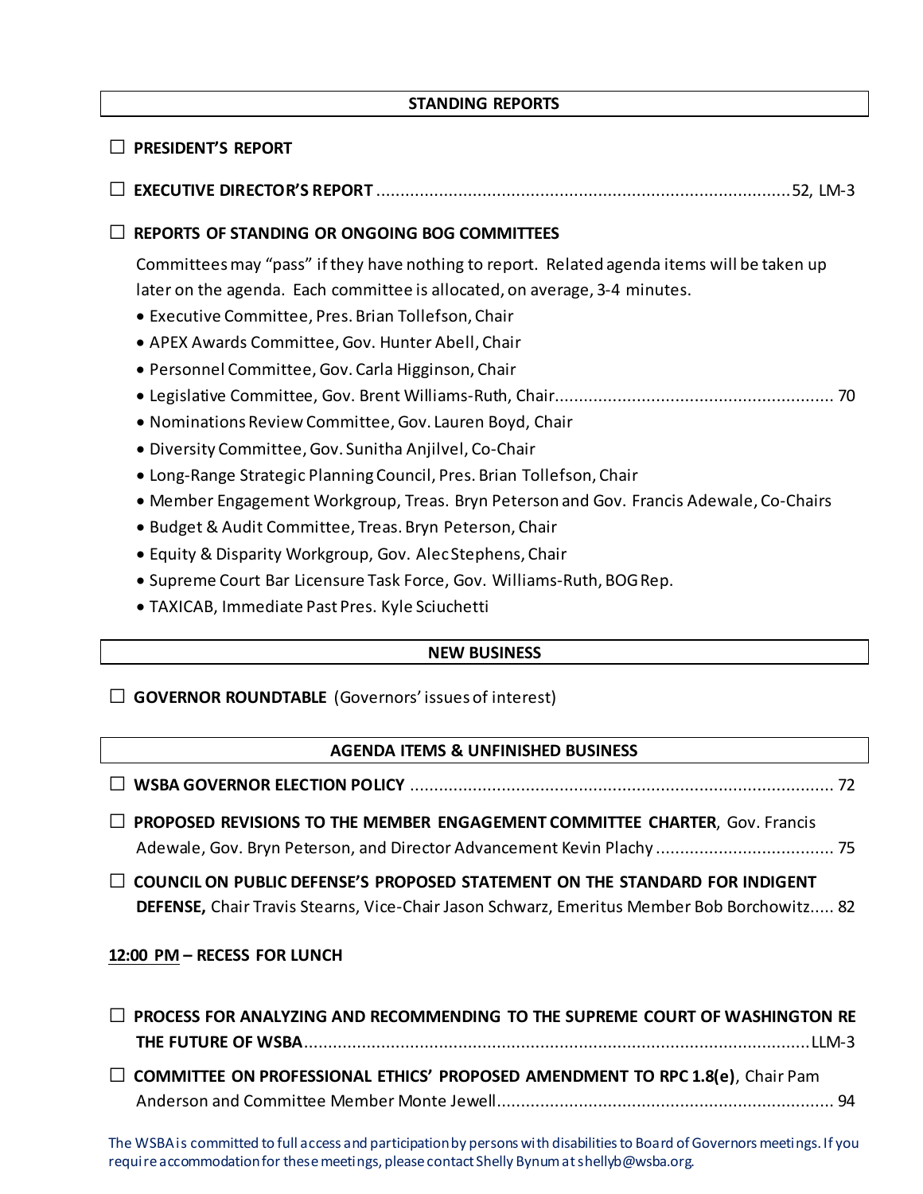## STANDING REPORTS

☐ **PRESIDENT'S REPORT**

☐ **EXECUTIVE DIRECTOR'S REPORT** ........................................ 52, LM-3

☐ **REPORTS OF STANDING OR ONGOING BOG COMMITTEES**

Committees may "pass" if they have nothing to report. Related agenda items will be taken up later on the agenda. Each committee is allocated, on average, 3-4 minutes.

- Executive Committee, Pres. Brian Tollefson, Chair
- APEX Awards Committee, Gov. Hunter Abell, Chair
- Personnel Committee, Gov. Carla Higginson, Chair
- Legislative Committee, Gov. Brent Williams-Ruth, Chair........................................ 70
- Nominations Review Committee, Gov. Lauren Boyd, Chair
- Diversity Committee, Gov. Sunitha Anjilvel, Co-Chair
- Long-Range Strategic Planning Council, Pres. Brian Tollefson, Chair
- Member Engagement Workgroup, Treas. Bryn Peterson and Gov. Francis Adewale, Co-Chairs
- Budget & Audit Committee, Treas. Bryn Peterson, Chair
- Equity & Disparity Workgroup, Gov. Alec Stephens, Chair
- Supreme Court Bar Licensure Task Force, Gov. Williams-Ruth, BOG Rep.
- TAXICAB, Immediate Past Pres. Kyle Sciuchetti

## NEW BUSINESS

☐ **GOVERNOR ROUNDTABLE** (Governors' issues of interest)

## AGENDA ITEMS & UNFINISHED BUSINESS

☐ **WSBA GOVERNOR ELECTION POLICY** ........................................ 72

☐ **PROPOSED REVISIONS TO THE MEMBER ENGAGEMENT COMMITTEE CHARTER**, Gov. Francis Adewale, Gov. Bryn Peterson, and Director Advancement Kevin Plachy ........................................ 75

☐ **COUNCIL ON PUBLIC DEFENSE'S PROPOSED STATEMENT ON THE STANDARD FOR INDIGENT DEFENSE,** Chair Travis Stearns, Vice-Chair Jason Schwarz, Emeritus Member Bob Borchowitz..... 82

**12:00 PM – RECESS FOR LUNCH**

☐ **PROCESS FOR ANALYZING AND RECOMMENDING TO THE SUPREME COURT OF WASHINGTON RE THE FUTURE OF WSBA**........................................ LLM-3

☐ **COMMITTEE ON PROFESSIONAL ETHICS' PROPOSED AMENDMENT TO RPC 1.8(e)**, Chair Pam Anderson and Committee Member Monte Jewell........................................ 94

The WSBA is committed to full access and participation by persons with disabilities to Board of Governors meetings. If you require accommodation for these meetings, please contact Shelly Bynum at shellyb@wsba.org.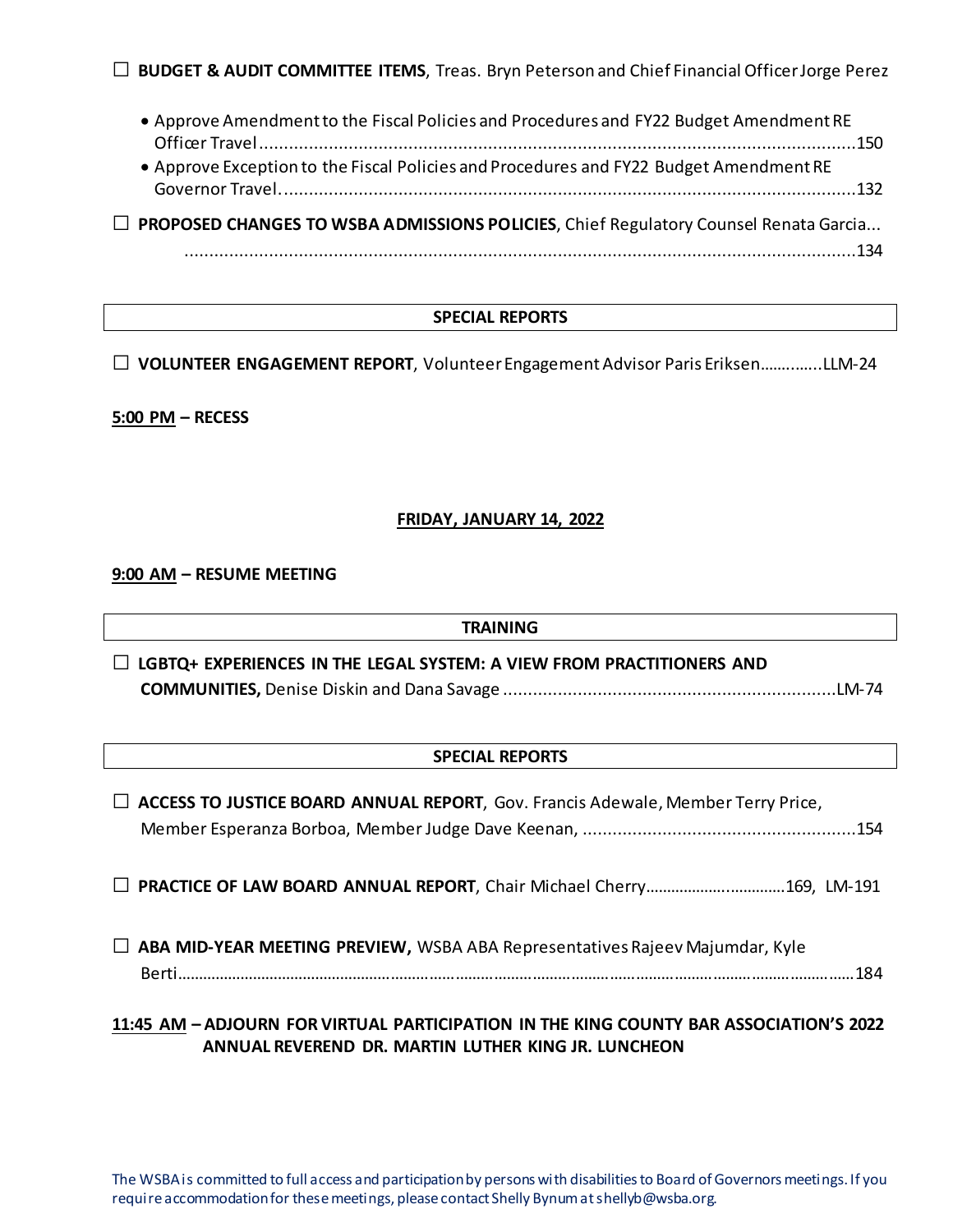☐ **BUDGET & AUDIT COMMITTEE ITEMS**, Treas. Bryn Peterson and Chief Financial Officer Jorge Perez

- Approve Amendment to the Fiscal Policies and Procedures and FY22 Budget Amendment RE Officer Travel..........................................................................................................................150
- Approve Exception to the Fiscal Policies and Procedures and FY22 Budget Amendment RE Governor Travel. .....................................................................................................................132

☐ **PROPOSED CHANGES TO WSBA ADMISSIONS POLICIES**, Chief Regulatory Counsel Renata Garcia... ..........................................................................................................................................134

**SPECIAL REPORTS**

☐ **VOLUNTEER ENGAGEMENT REPORT**, Volunteer Engagement Advisor Paris Eriksen…………..LLM-24

**5:00 PM – RECESS**

**FRIDAY, JANUARY 14, 2022**

**9:00 AM – RESUME MEETING**

**TRAINING**

☐ **LGBTQ+ EXPERIENCES IN THE LEGAL SYSTEM: A VIEW FROM PRACTITIONERS AND COMMUNITIES,** Denise Diskin and Dana Savage ..................................................................LM-74

**SPECIAL REPORTS**

☐ **ACCESS TO JUSTICE BOARD ANNUAL REPORT**, Gov. Francis Adewale, Member Terry Price, Member Esperanza Borboa, Member Judge Dave Keenan, .......................................................154

☐ **PRACTICE OF LAW BOARD ANNUAL REPORT**, Chair Michael Cherry…………………..………..169, LM-191

☐ **ABA MID-YEAR MEETING PREVIEW,** WSBA ABA Representatives Rajeev Majumdar, Kyle Berti……………………………………………………………………………………………………………………………184

**11:45 AM – ADJOURN FOR VIRTUAL PARTICIPATION IN THE KING COUNTY BAR ASSOCIATION'S 2022 ANNUAL REVEREND DR. MARTIN LUTHER KING JR. LUNCHEON**

The WSBA is committed to full access and participation by persons with disabilities to Board of Governors meetings. If you require accommodation for these meetings, please contact Shelly Bynum at shellyb@wsba.org.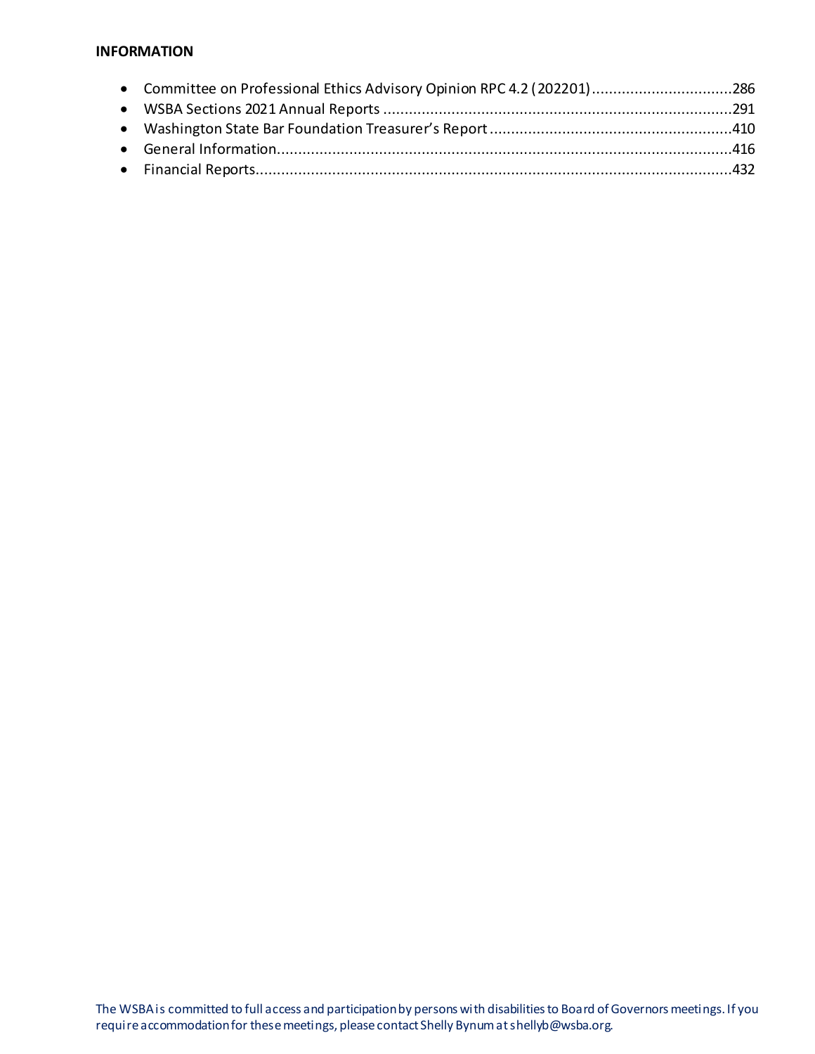**INFORMATION**

- Committee on Professional Ethics Advisory Opinion RPC 4.2 (202201) ................................286
- WSBA Sections 2021 Annual Reports ................................................................................291
- Washington State Bar Foundation Treasurer's Report ........................................................410
- General Information..........................................................................................................416
- Financial Reports...............................................................................................................432

The WSBA is committed to full access and participation by persons with disabilities to Board of Governors meetings. If you require accommodation for these meetings, please contact Shelly Bynum at shellyb@wsba.org.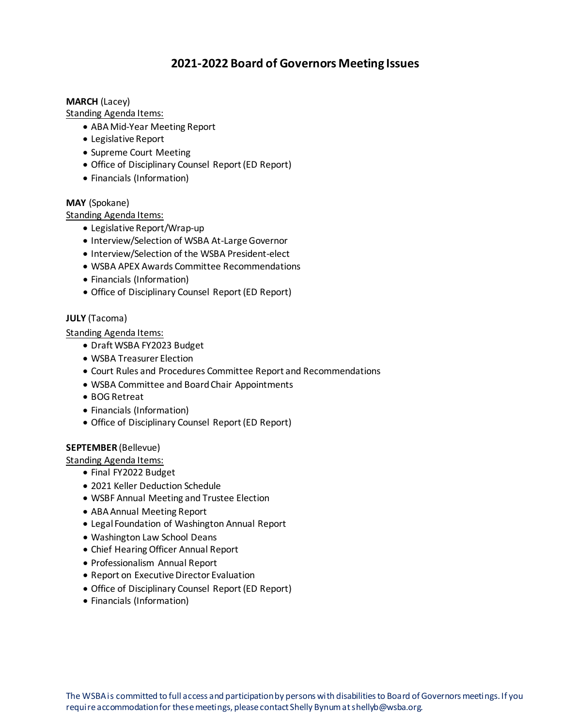# 2021-2022 Board of Governors Meeting Issues

**MARCH** (Lacey)

Standing Agenda Items:

- ABA Mid-Year Meeting Report
- Legislative Report
- Supreme Court Meeting
- Office of Disciplinary Counsel Report (ED Report)
- Financials (Information)

**MAY** (Spokane)

Standing Agenda Items:

- Legislative Report/Wrap-up
- Interview/Selection of WSBA At-Large Governor
- Interview/Selection of the WSBA President-elect
- WSBA APEX Awards Committee Recommendations
- Financials (Information)
- Office of Disciplinary Counsel Report (ED Report)

**JULY** (Tacoma)

Standing Agenda Items:

- Draft WSBA FY2023 Budget
- WSBA Treasurer Election
- Court Rules and Procedures Committee Report and Recommendations
- WSBA Committee and Board Chair Appointments
- BOG Retreat
- Financials (Information)
- Office of Disciplinary Counsel Report (ED Report)

**SEPTEMBER** (Bellevue)

Standing Agenda Items:

- Final FY2022 Budget
- 2021 Keller Deduction Schedule
- WSBF Annual Meeting and Trustee Election
- ABA Annual Meeting Report
- Legal Foundation of Washington Annual Report
- Washington Law School Deans
- Chief Hearing Officer Annual Report
- Professionalism Annual Report
- Report on Executive Director Evaluation
- Office of Disciplinary Counsel Report (ED Report)
- Financials (Information)

The WSBA is committed to full access and participation by persons with disabilities to Board of Governors meetings. If you require accommodation for these meetings, please contact Shelly Bynum at shellyb@wsba.org.